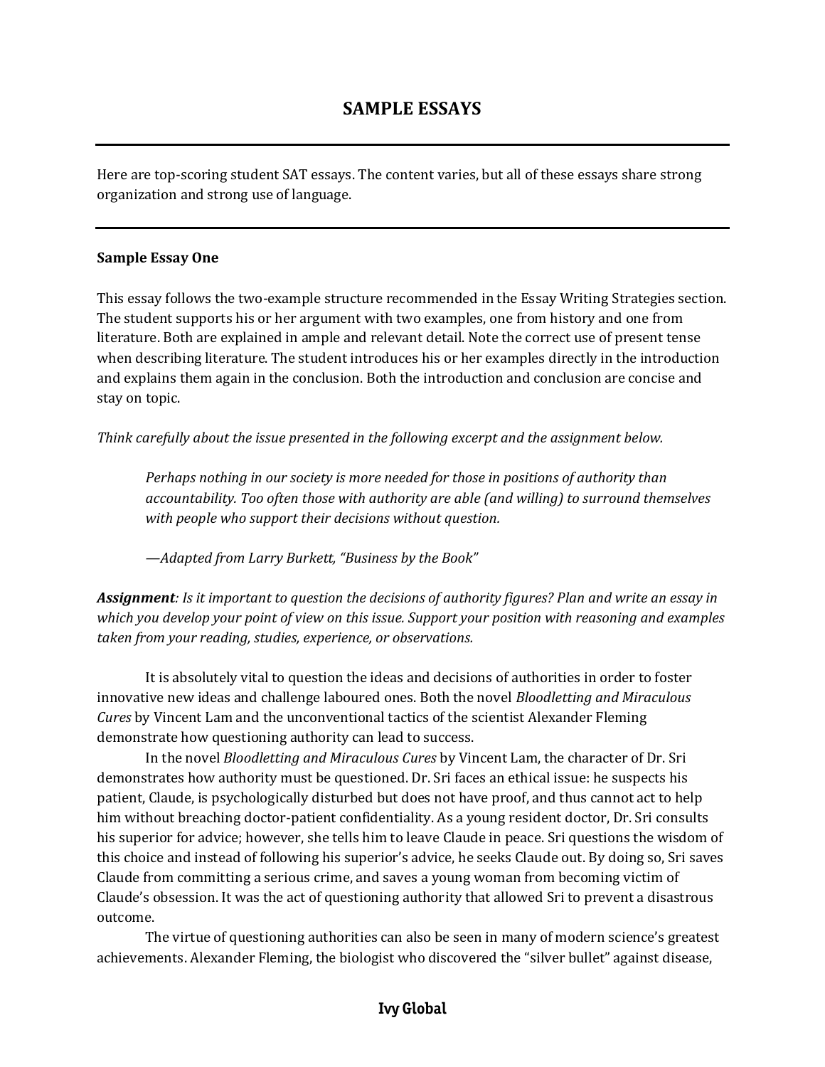# SAMPLE ESSAYS

---

Here are top-scoring student SAT essays. The content varies, but all of these essays share strong organization and strong use of language.

---

**Sample Essay One**

This essay follows the two-example structure recommended in the Essay Writing Strategies section. The student supports his or her argument with two examples, one from history and one from literature. Both are explained in ample and relevant detail. Note the correct use of present tense when describing literature. The student introduces his or her examples directly in the introduction and explains them again in the conclusion. Both the introduction and conclusion are concise and stay on topic.

*Think carefully about the issue presented in the following excerpt and the assignment below.*

> *Perhaps nothing in our society is more needed for those in positions of authority than accountability. Too often those with authority are able (and willing) to surround themselves with people who support their decisions without question.*
>
> *—Adapted from Larry Burkett, "Business by the Book"*

***Assignment****: Is it important to question the decisions of authority figures? Plan and write an essay in which you develop your point of view on this issue. Support your position with reasoning and examples taken from your reading, studies, experience, or observations.*

It is absolutely vital to question the ideas and decisions of authorities in order to foster innovative new ideas and challenge laboured ones. Both the novel *Bloodletting and Miraculous Cures* by Vincent Lam and the unconventional tactics of the scientist Alexander Fleming demonstrate how questioning authority can lead to success.

In the novel *Bloodletting and Miraculous Cures* by Vincent Lam, the character of Dr. Sri demonstrates how authority must be questioned. Dr. Sri faces an ethical issue: he suspects his patient, Claude, is psychologically disturbed but does not have proof, and thus cannot act to help him without breaching doctor-patient confidentiality. As a young resident doctor, Dr. Sri consults his superior for advice; however, she tells him to leave Claude in peace. Sri questions the wisdom of this choice and instead of following his superior's advice, he seeks Claude out. By doing so, Sri saves Claude from committing a serious crime, and saves a young woman from becoming victim of Claude's obsession. It was the act of questioning authority that allowed Sri to prevent a disastrous outcome.

The virtue of questioning authorities can also be seen in many of modern science's greatest achievements. Alexander Fleming, the biologist who discovered the "silver bullet" against disease,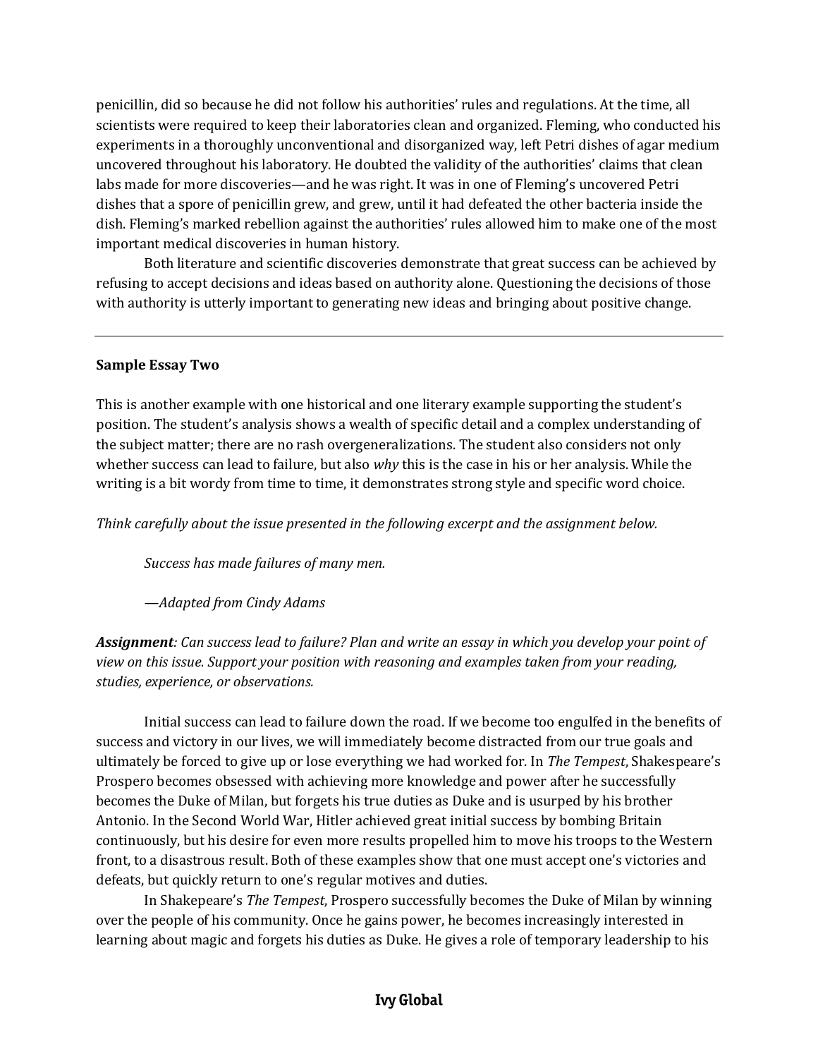penicillin, did so because he did not follow his authorities' rules and regulations. At the time, all scientists were required to keep their laboratories clean and organized. Fleming, who conducted his experiments in a thoroughly unconventional and disorganized way, left Petri dishes of agar medium uncovered throughout his laboratory. He doubted the validity of the authorities' claims that clean labs made for more discoveries—and he was right. It was in one of Fleming's uncovered Petri dishes that a spore of penicillin grew, and grew, until it had defeated the other bacteria inside the dish. Fleming's marked rebellion against the authorities' rules allowed him to make one of the most important medical discoveries in human history.

Both literature and scientific discoveries demonstrate that great success can be achieved by refusing to accept decisions and ideas based on authority alone. Questioning the decisions of those with authority is utterly important to generating new ideas and bringing about positive change.

---

**Sample Essay Two**

This is another example with one historical and one literary example supporting the student's position. The student's analysis shows a wealth of specific detail and a complex understanding of the subject matter; there are no rash overgeneralizations. The student also considers not only whether success can lead to failure, but also *why* this is the case in his or her analysis. While the writing is a bit wordy from time to time, it demonstrates strong style and specific word choice.

*Think carefully about the issue presented in the following excerpt and the assignment below.*

> *Success has made failures of many men.*
>
> *—Adapted from Cindy Adams*

***Assignment**: Can success lead to failure? Plan and write an essay in which you develop your point of view on this issue. Support your position with reasoning and examples taken from your reading, studies, experience, or observations.*

Initial success can lead to failure down the road. If we become too engulfed in the benefits of success and victory in our lives, we will immediately become distracted from our true goals and ultimately be forced to give up or lose everything we had worked for. In *The Tempest*, Shakespeare's Prospero becomes obsessed with achieving more knowledge and power after he successfully becomes the Duke of Milan, but forgets his true duties as Duke and is usurped by his brother Antonio. In the Second World War, Hitler achieved great initial success by bombing Britain continuously, but his desire for even more results propelled him to move his troops to the Western front, to a disastrous result. Both of these examples show that one must accept one's victories and defeats, but quickly return to one's regular motives and duties.

In Shakepeare's *The Tempest*, Prospero successfully becomes the Duke of Milan by winning over the people of his community. Once he gains power, he becomes increasingly interested in learning about magic and forgets his duties as Duke. He gives a role of temporary leadership to his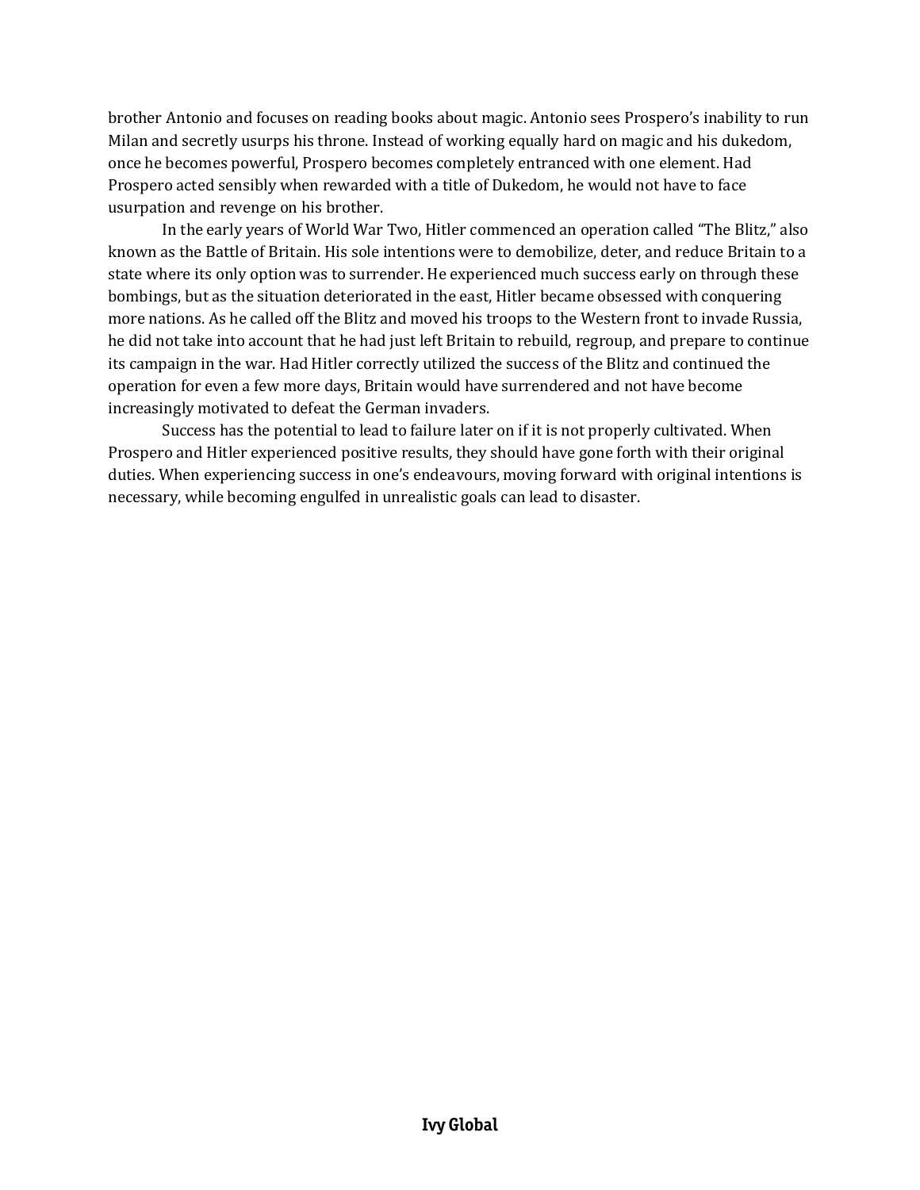brother Antonio and focuses on reading books about magic. Antonio sees Prospero's inability to run Milan and secretly usurps his throne. Instead of working equally hard on magic and his dukedom, once he becomes powerful, Prospero becomes completely entranced with one element. Had Prospero acted sensibly when rewarded with a title of Dukedom, he would not have to face usurpation and revenge on his brother.

In the early years of World War Two, Hitler commenced an operation called "The Blitz," also known as the Battle of Britain. His sole intentions were to demobilize, deter, and reduce Britain to a state where its only option was to surrender. He experienced much success early on through these bombings, but as the situation deteriorated in the east, Hitler became obsessed with conquering more nations. As he called off the Blitz and moved his troops to the Western front to invade Russia, he did not take into account that he had just left Britain to rebuild, regroup, and prepare to continue its campaign in the war. Had Hitler correctly utilized the success of the Blitz and continued the operation for even a few more days, Britain would have surrendered and not have become increasingly motivated to defeat the German invaders.

Success has the potential to lead to failure later on if it is not properly cultivated. When Prospero and Hitler experienced positive results, they should have gone forth with their original duties. When experiencing success in one's endeavours, moving forward with original intentions is necessary, while becoming engulfed in unrealistic goals can lead to disaster.